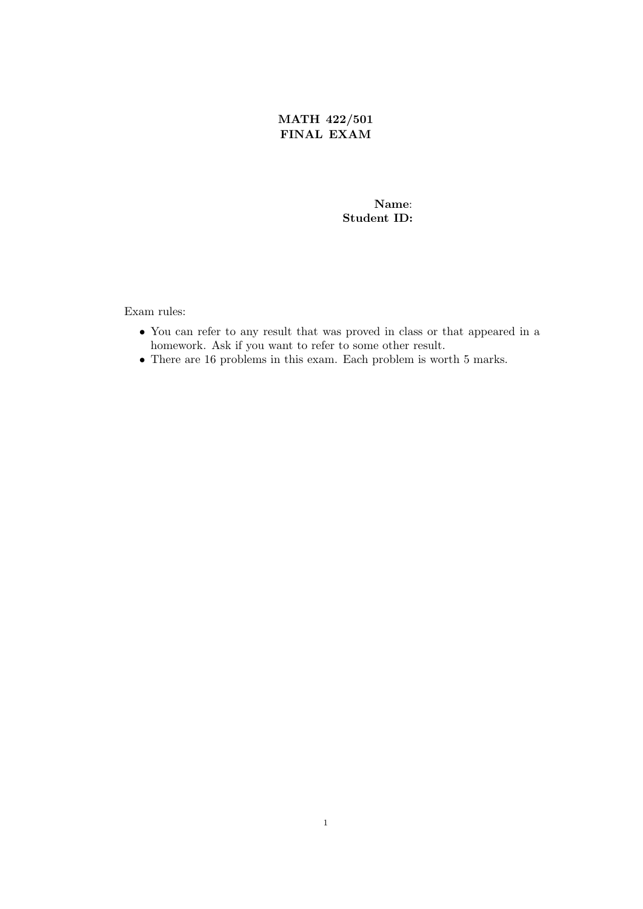**MATH 422/501**
**FINAL EXAM**

**Name**:
**Student ID:**

Exam rules:

- You can refer to any result that was proved in class or that appeared in a homework. Ask if you want to refer to some other result.
- There are 16 problems in this exam. Each problem is worth 5 marks.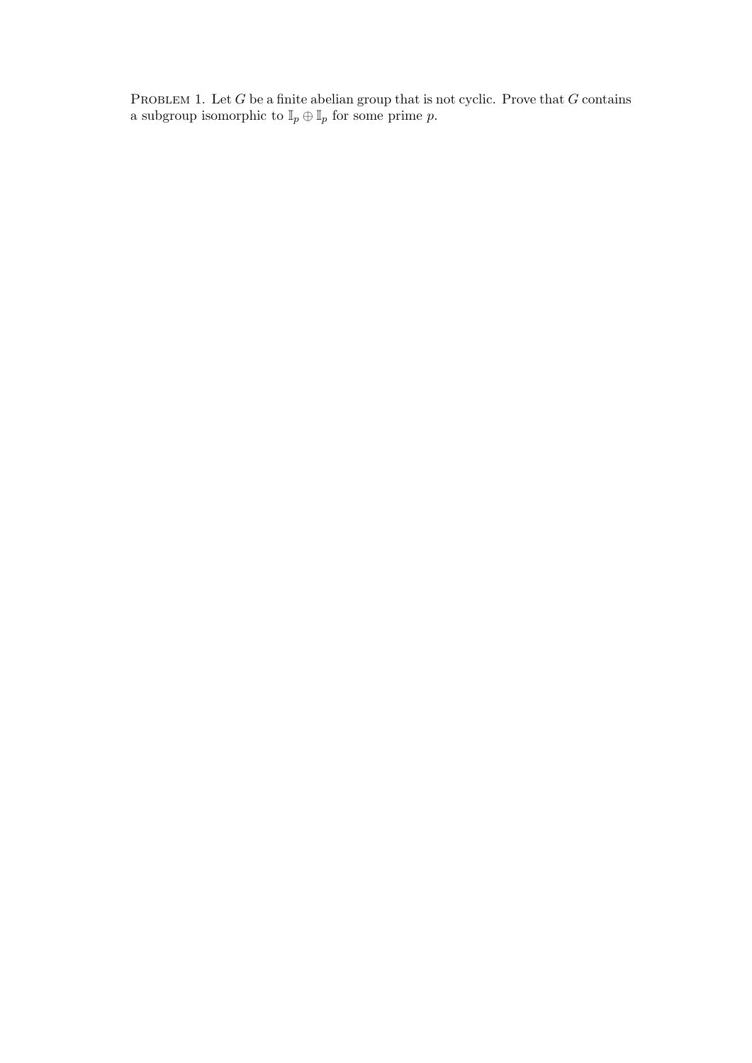PROBLEM 1. Let $G$ be a finite abelian group that is not cyclic. Prove that $G$ contains a subgroup isomorphic to $\mathbb{I}_p \oplus \mathbb{I}_p$ for some prime $p$.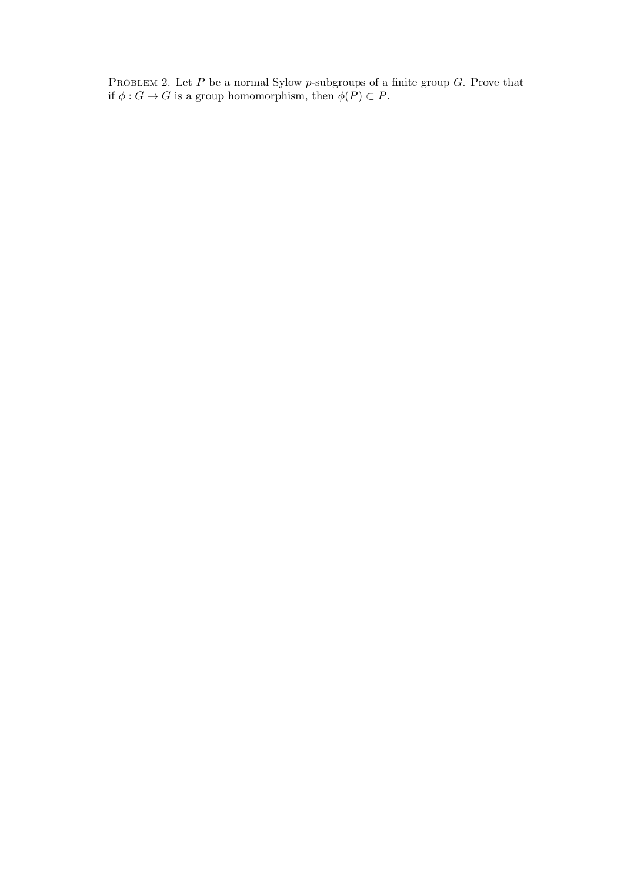PROBLEM 2. Let $P$ be a normal Sylow $p$-subgroups of a finite group $G$. Prove that if $\phi : G \to G$ is a group homomorphism, then $\phi(P) \subset P$.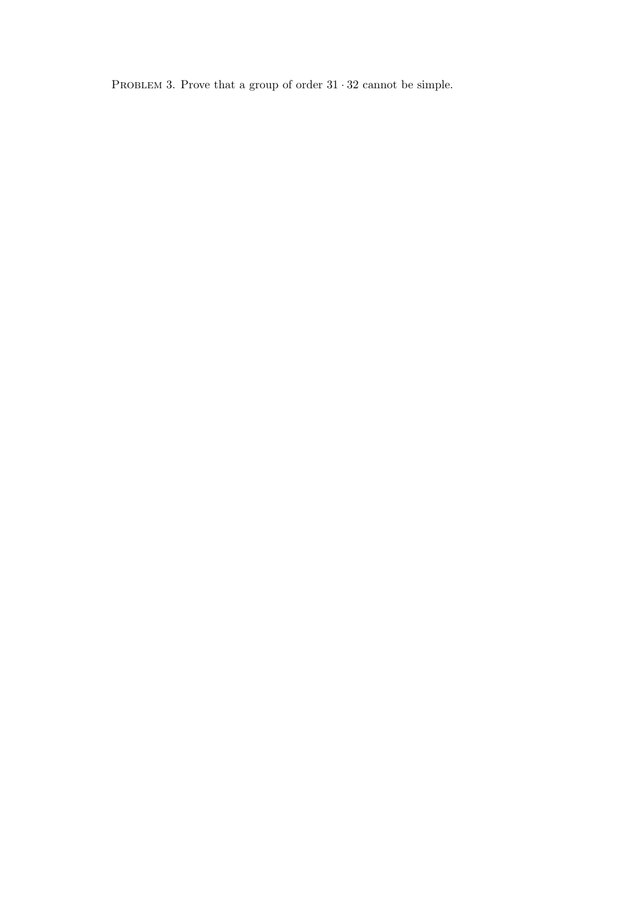Problem 3. Prove that a group of order $31 \cdot 32$ cannot be simple.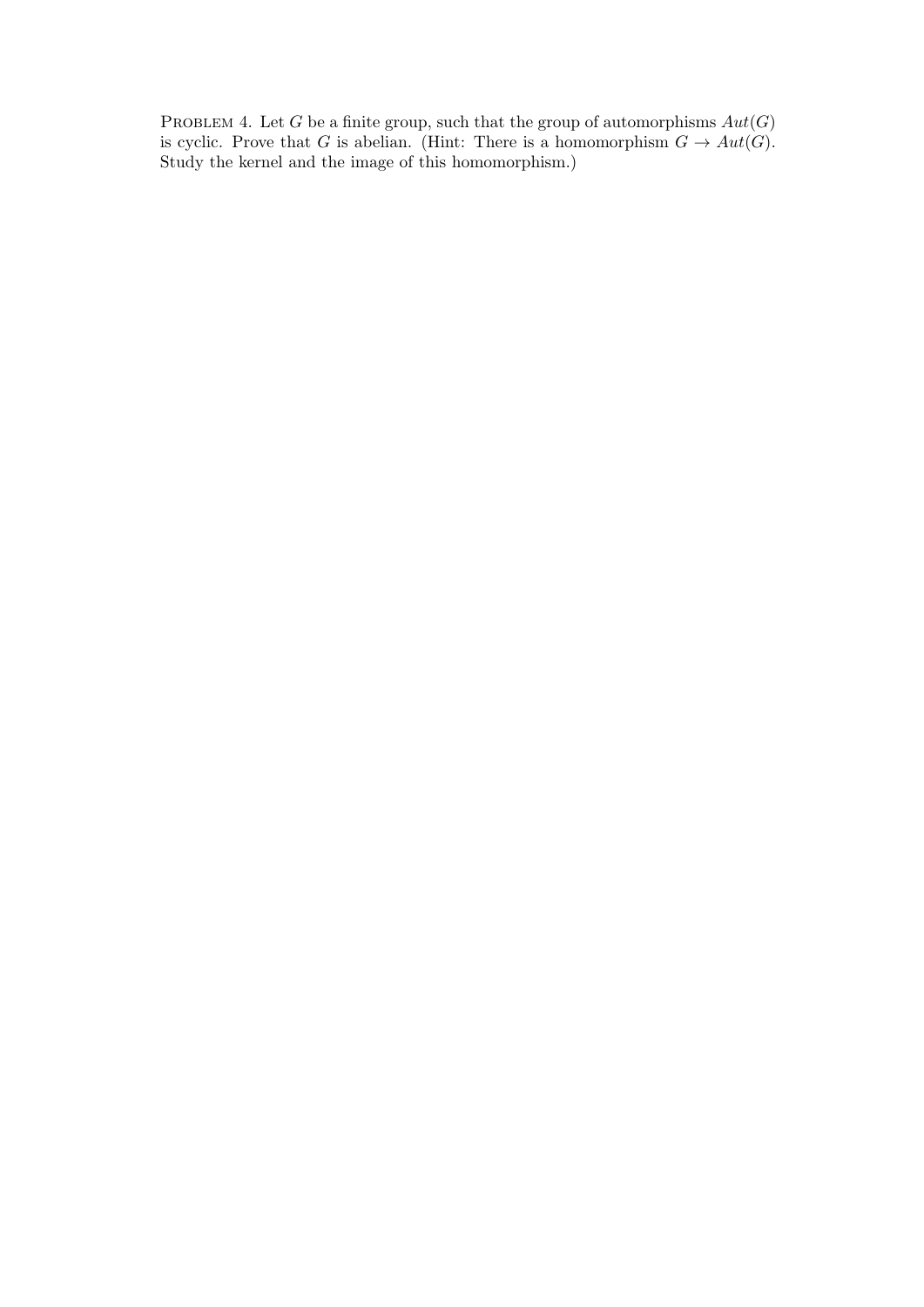Problem 4. Let $G$ be a finite group, such that the group of automorphisms $Aut(G)$ is cyclic. Prove that $G$ is abelian. (Hint: There is a homomorphism $G \to Aut(G)$. Study the kernel and the image of this homomorphism.)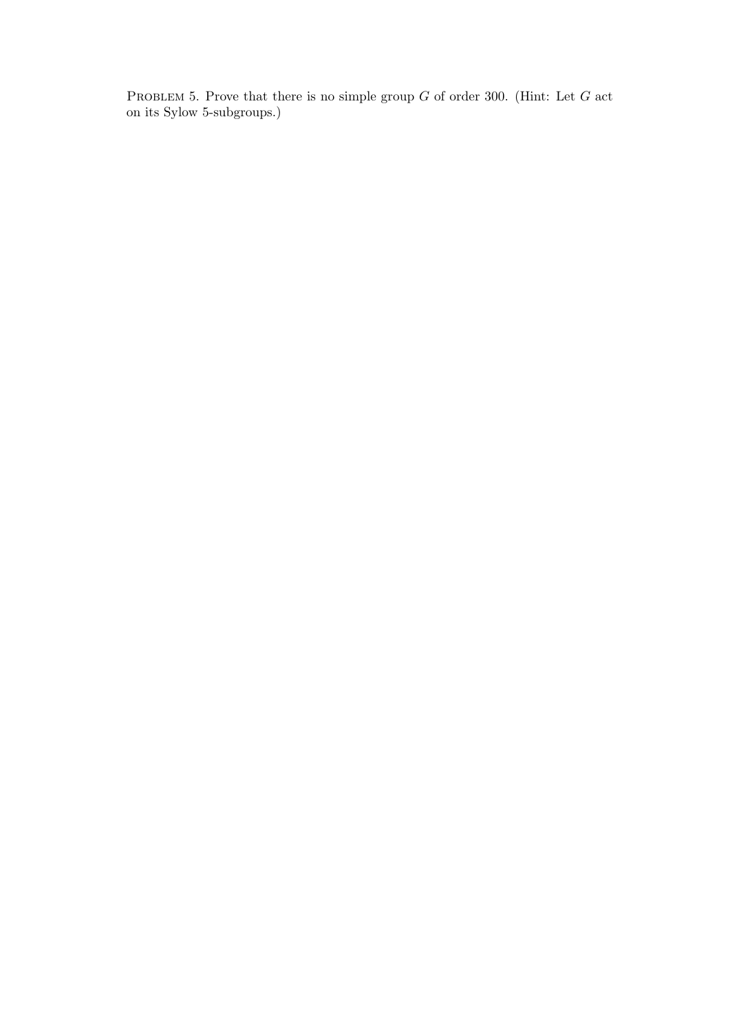Problem 5. Prove that there is no simple group $G$ of order 300. (Hint: Let $G$ act on its Sylow 5-subgroups.)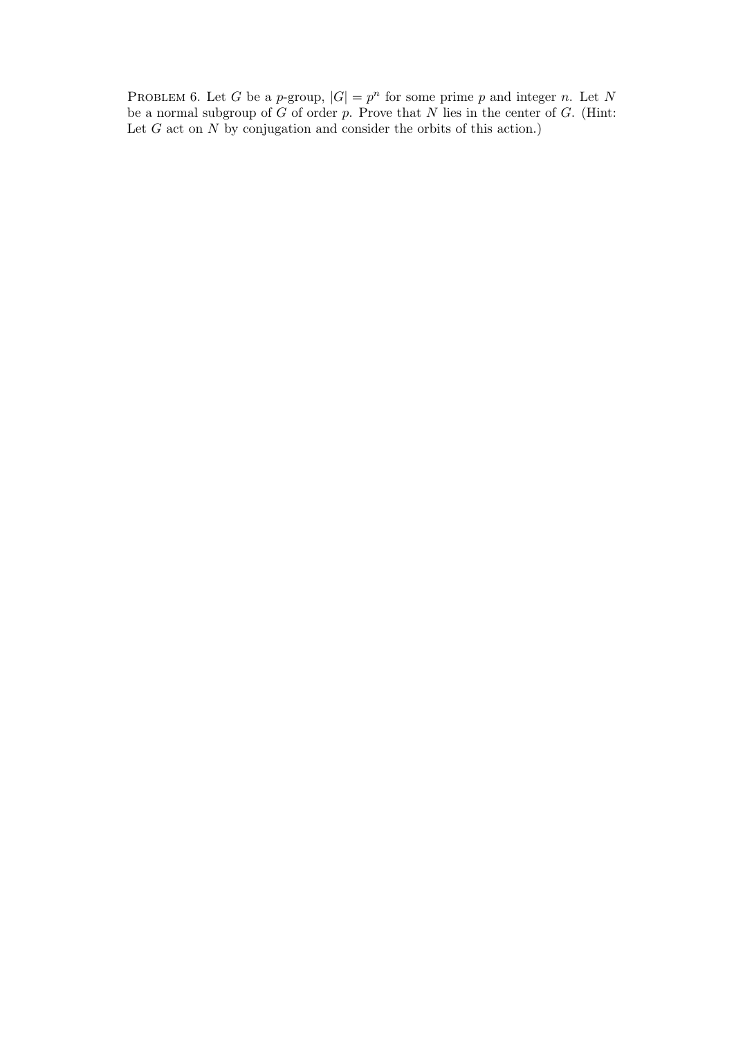Problem 6. Let $G$ be a $p$-group, $|G| = p^n$ for some prime $p$ and integer $n$. Let $N$ be a normal subgroup of $G$ of order $p$. Prove that $N$ lies in the center of $G$. (Hint: Let $G$ act on $N$ by conjugation and consider the orbits of this action.)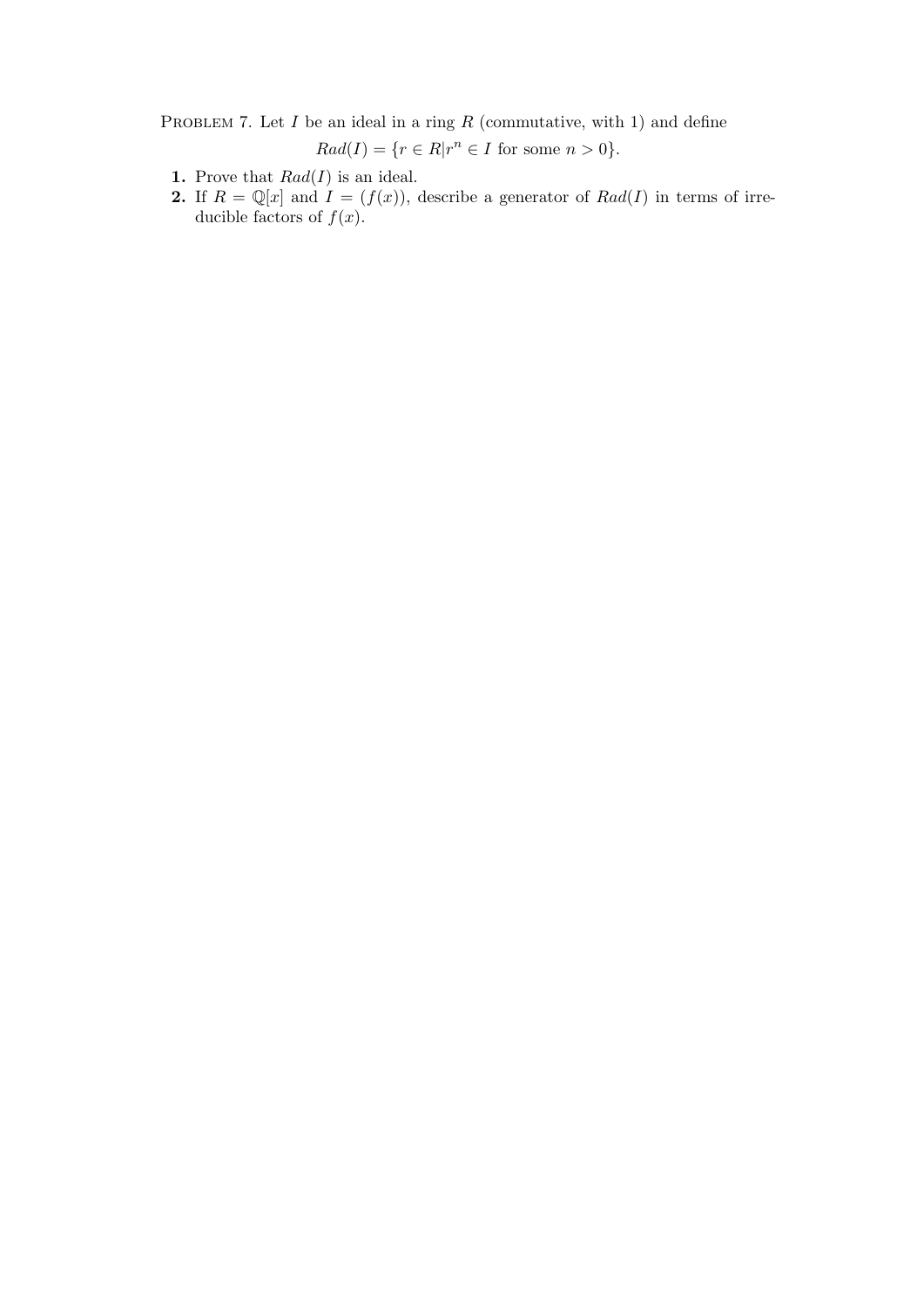Problem 7. Let $I$ be an ideal in a ring $R$ (commutative, with 1) and define

$$Rad(I) = \{r \in R | r^n \in I \text{ for some } n > 0\}.$$

1. Prove that $Rad(I)$ is an ideal.
2. If $R = \mathbb{Q}[x]$ and $I = (f(x))$, describe a generator of $Rad(I)$ in terms of irreducible factors of $f(x)$.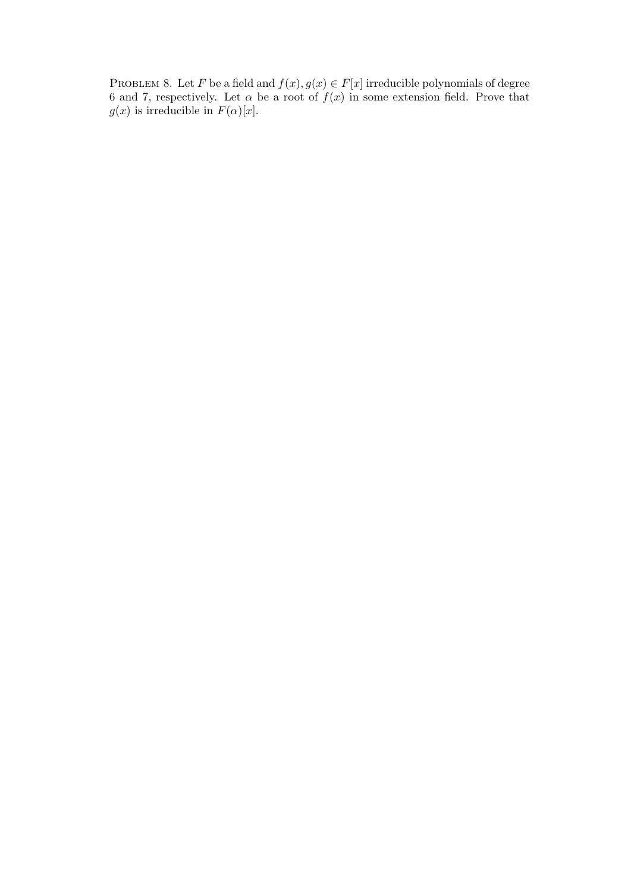PROBLEM 8. Let $F$ be a field and $f(x), g(x) \in F[x]$ irreducible polynomials of degree 6 and 7, respectively. Let $\alpha$ be a root of $f(x)$ in some extension field. Prove that $g(x)$ is irreducible in $F(\alpha)[x]$.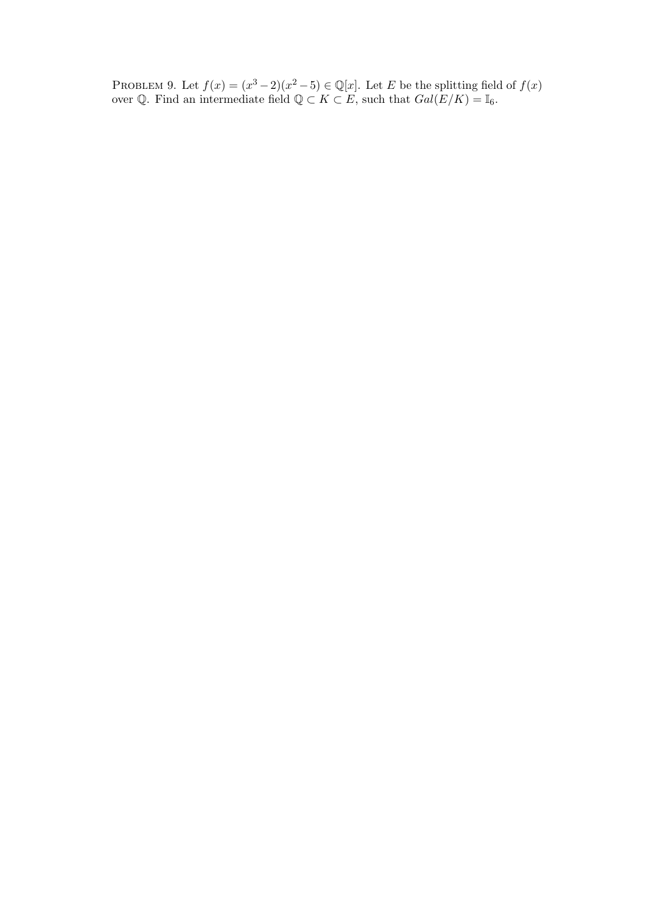PROBLEM 9. Let $f(x) = (x^3 - 2)(x^2 - 5) \in \mathbb{Q}[x]$. Let $E$ be the splitting field of $f(x)$ over $\mathbb{Q}$. Find an intermediate field $\mathbb{Q} \subset K \subset E$, such that $Gal(E/K) = \mathbb{I}_6$.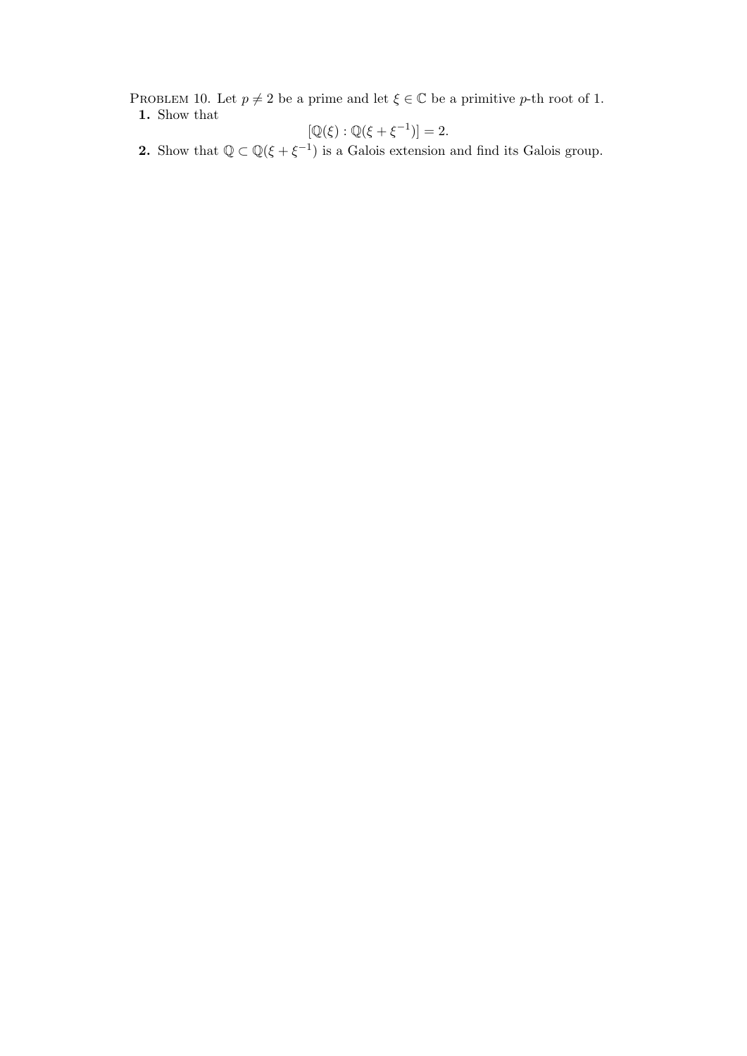Problem 10. Let $p \neq 2$ be a prime and let $\xi \in \mathbb{C}$ be a primitive $p$-th root of 1.

**1.** Show that

$$[\mathbb{Q}(\xi) : \mathbb{Q}(\xi + \xi^{-1})] = 2.$$

**2.** Show that $\mathbb{Q} \subset \mathbb{Q}(\xi + \xi^{-1})$ is a Galois extension and find its Galois group.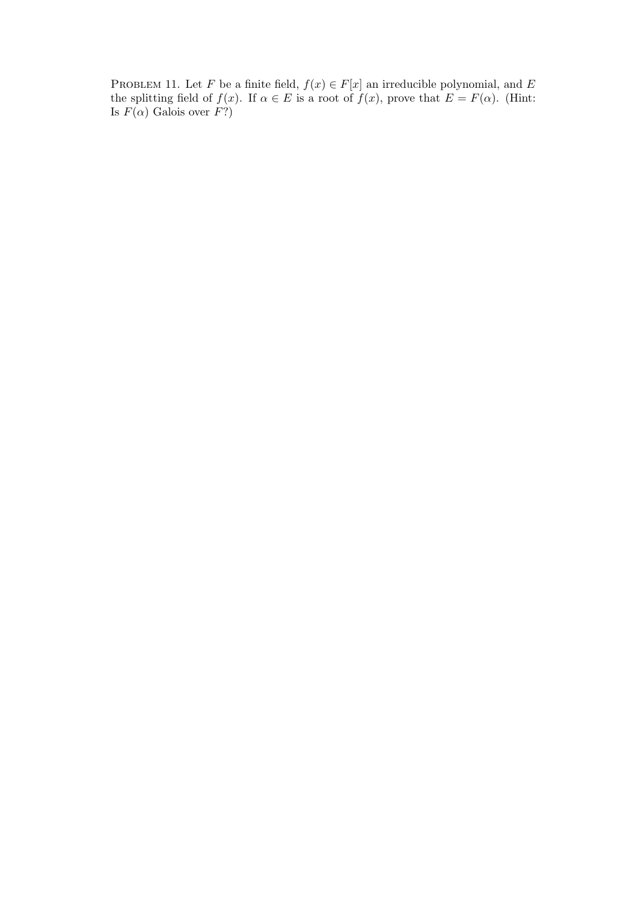Problem 11. Let $F$ be a finite field, $f(x) \in F[x]$ an irreducible polynomial, and $E$ the splitting field of $f(x)$. If $\alpha \in E$ is a root of $f(x)$, prove that $E = F(\alpha)$. (Hint: Is $F(\alpha)$ Galois over $F$?)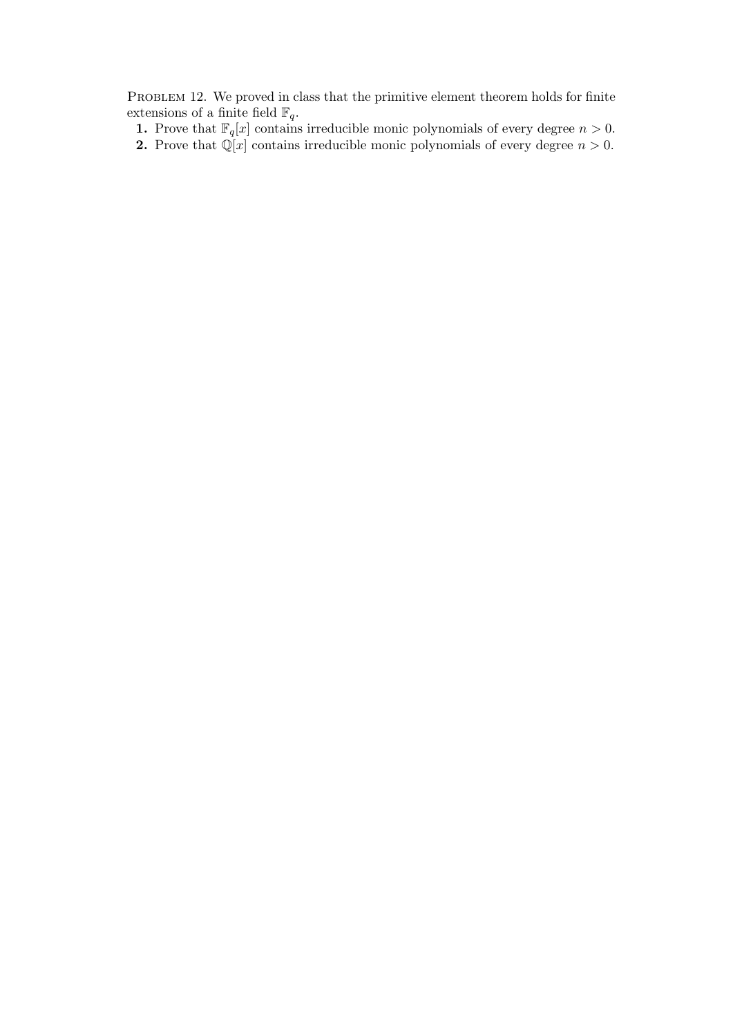Problem 12. We proved in class that the primitive element theorem holds for finite extensions of a finite field $\mathbb{F}_q$.

1. Prove that $\mathbb{F}_q[x]$ contains irreducible monic polynomials of every degree $n > 0$.
2. Prove that $\mathbb{Q}[x]$ contains irreducible monic polynomials of every degree $n > 0$.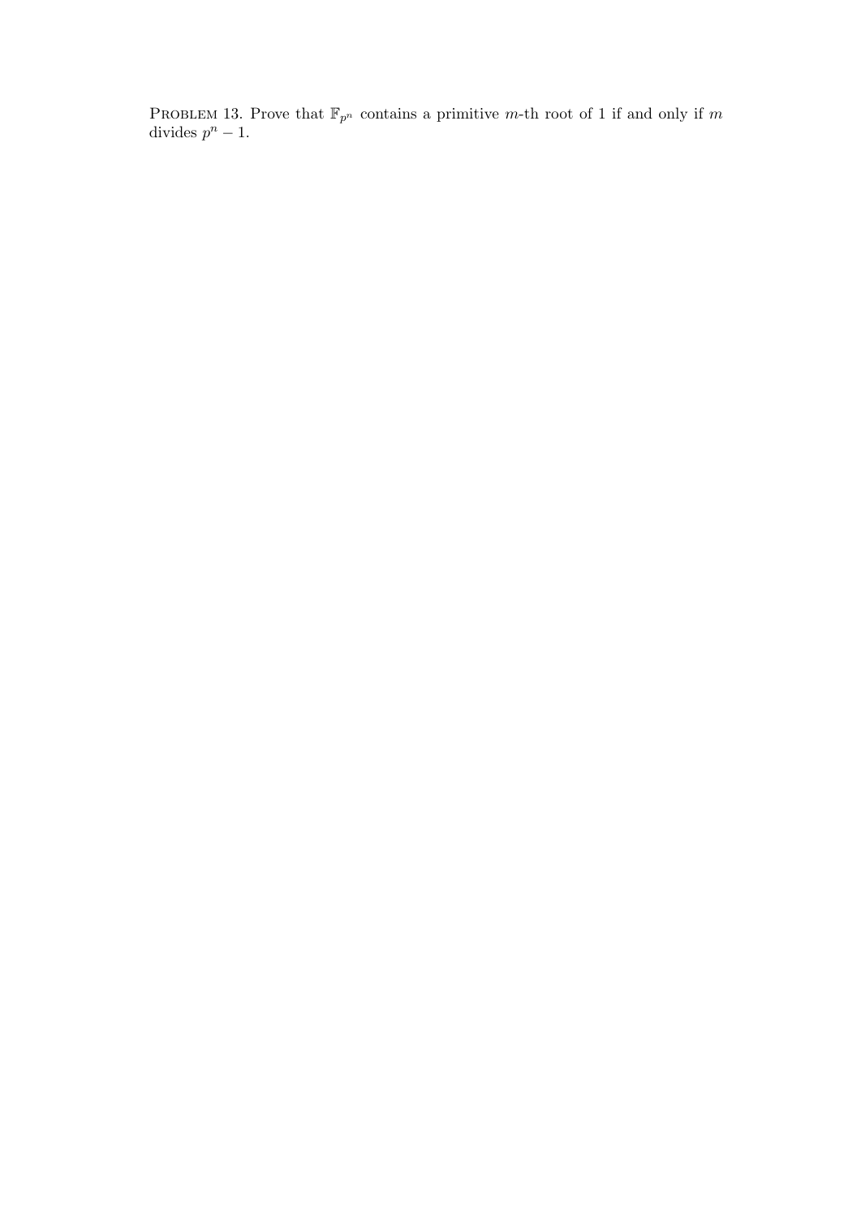Problem 13. Prove that $\mathbb{F}_{p^n}$ contains a primitive $m$-th root of 1 if and only if $m$ divides $p^n - 1$.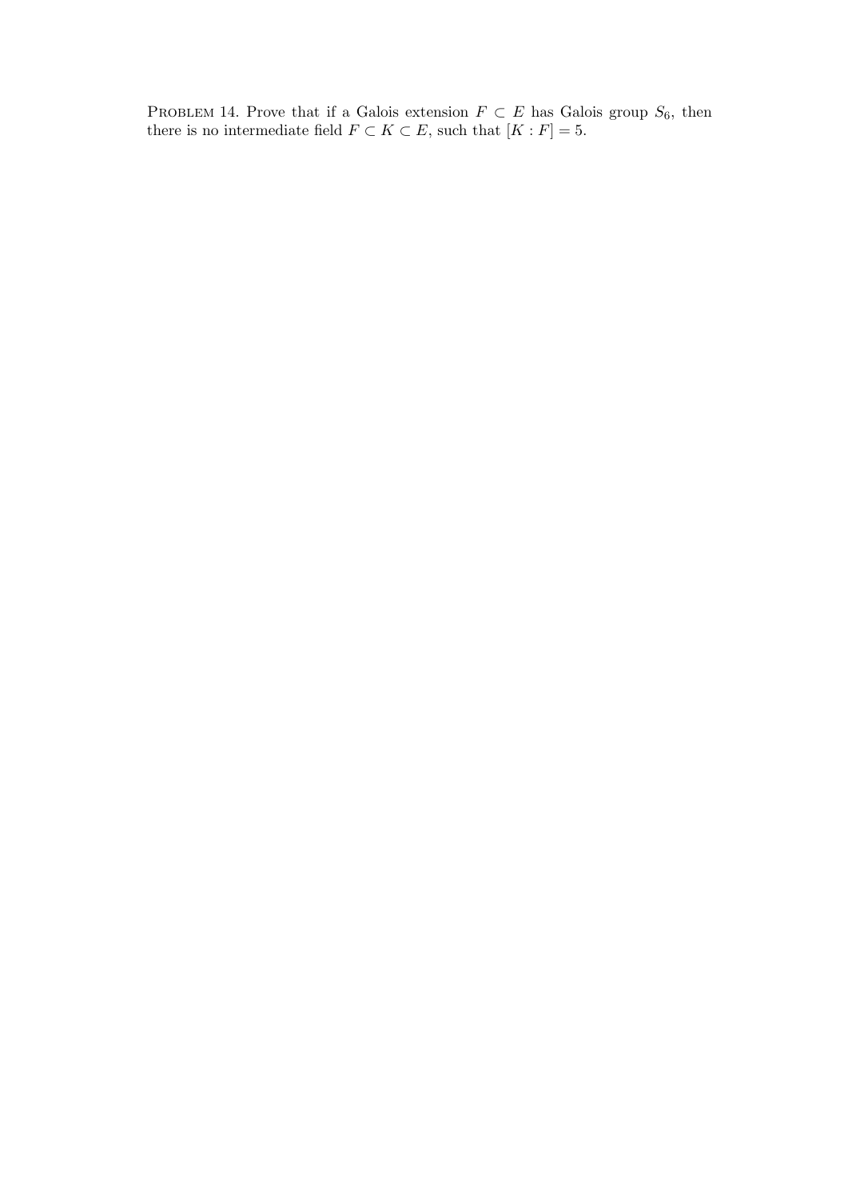PROBLEM 14. Prove that if a Galois extension $F \subset E$ has Galois group $S_6$, then there is no intermediate field $F \subset K \subset E$, such that $[K : F] = 5$.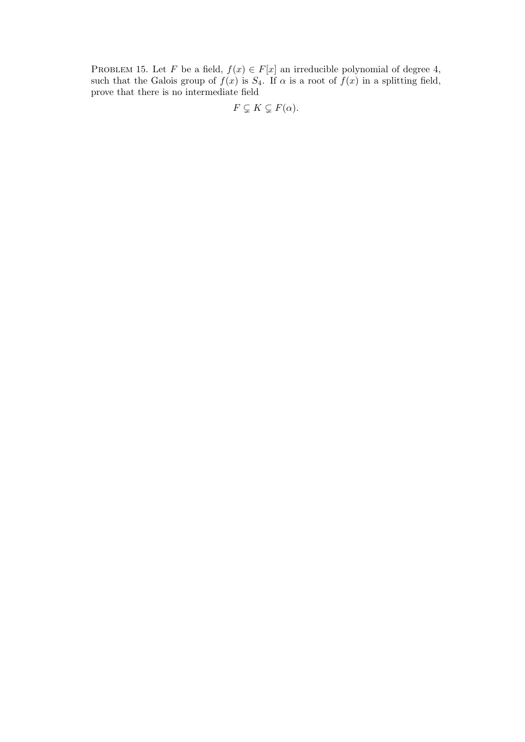Problem 15. Let $F$ be a field, $f(x) \in F[x]$ an irreducible polynomial of degree 4, such that the Galois group of $f(x)$ is $S_4$. If $\alpha$ is a root of $f(x)$ in a splitting field, prove that there is no intermediate field

$$F \subsetneq K \subsetneq F(\alpha).$$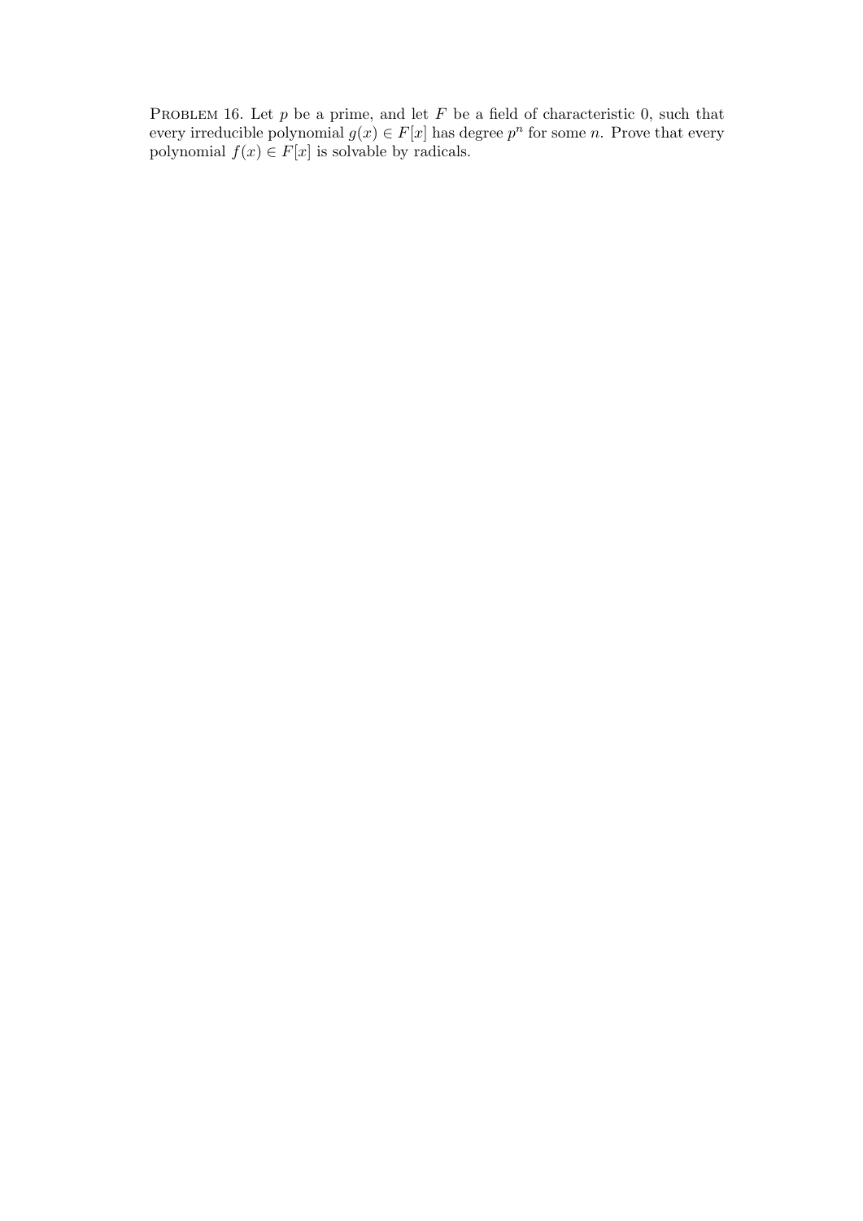Problem 16. Let $p$ be a prime, and let $F$ be a field of characteristic 0, such that every irreducible polynomial $g(x) \in F[x]$ has degree $p^n$ for some $n$. Prove that every polynomial $f(x) \in F[x]$ is solvable by radicals.